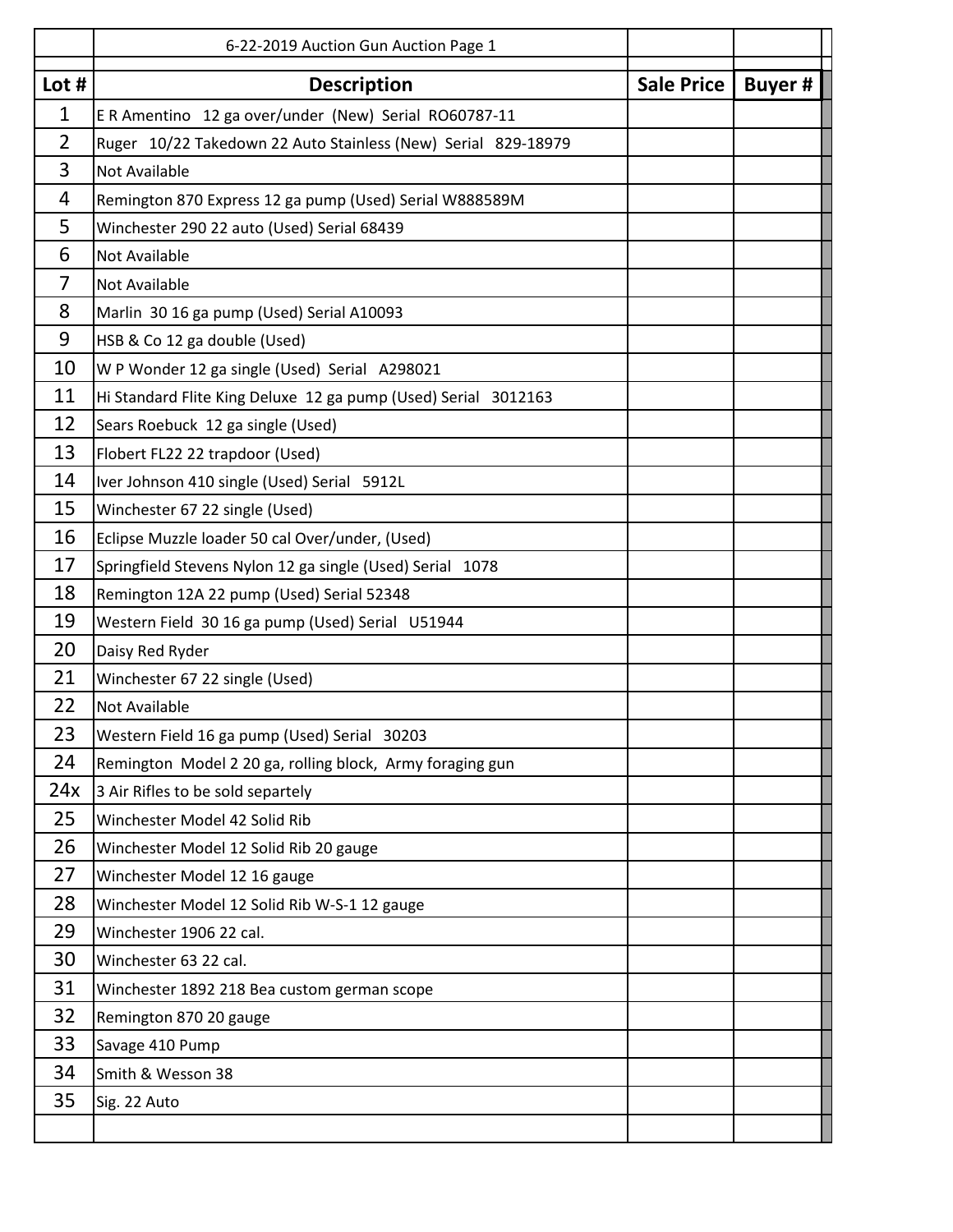| | 6-22-2019 Auction Gun Auction Page 1 | | |
|---|---|---|---|
| **Lot #** | **Description** | **Sale Price** | **Buyer #** |
| 1 | E R Amentino 12 ga over/under (New) Serial RO60787-11 | | |
| 2 | Ruger 10/22 Takedown 22 Auto Stainless (New) Serial 829-18979 | | |
| 3 | Not Available | | |
| 4 | Remington 870 Express 12 ga pump (Used) Serial W888589M | | |
| 5 | Winchester 290 22 auto (Used) Serial 68439 | | |
| 6 | Not Available | | |
| 7 | Not Available | | |
| 8 | Marlin 30 16 ga pump (Used) Serial A10093 | | |
| 9 | HSB & Co 12 ga double (Used) | | |
| 10 | W P Wonder 12 ga single (Used) Serial A298021 | | |
| 11 | Hi Standard Flite King Deluxe 12 ga pump (Used) Serial 3012163 | | |
| 12 | Sears Roebuck 12 ga single (Used) | | |
| 13 | Flobert FL22 22 trapdoor (Used) | | |
| 14 | Iver Johnson 410 single (Used) Serial 5912L | | |
| 15 | Winchester 67 22 single (Used) | | |
| 16 | Eclipse Muzzle loader 50 cal Over/under, (Used) | | |
| 17 | Springfield Stevens Nylon 12 ga single (Used) Serial 1078 | | |
| 18 | Remington 12A 22 pump (Used) Serial 52348 | | |
| 19 | Western Field 30 16 ga pump (Used) Serial U51944 | | |
| 20 | Daisy Red Ryder | | |
| 21 | Winchester 67 22 single (Used) | | |
| 22 | Not Available | | |
| 23 | Western Field 16 ga pump (Used) Serial 30203 | | |
| 24 | Remington Model 2 20 ga, rolling block, Army foraging gun | | |
| 24x | 3 Air Rifles to be sold separtely | | |
| 25 | Winchester Model 42 Solid Rib | | |
| 26 | Winchester Model 12 Solid Rib 20 gauge | | |
| 27 | Winchester Model 12 16 gauge | | |
| 28 | Winchester Model 12 Solid Rib W-S-1 12 gauge | | |
| 29 | Winchester 1906 22 cal. | | |
| 30 | Winchester 63 22 cal. | | |
| 31 | Winchester 1892 218 Bea custom german scope | | |
| 32 | Remington 870 20 gauge | | |
| 33 | Savage 410 Pump | | |
| 34 | Smith & Wesson 38 | | |
| 35 | Sig. 22 Auto | | |
| | | | |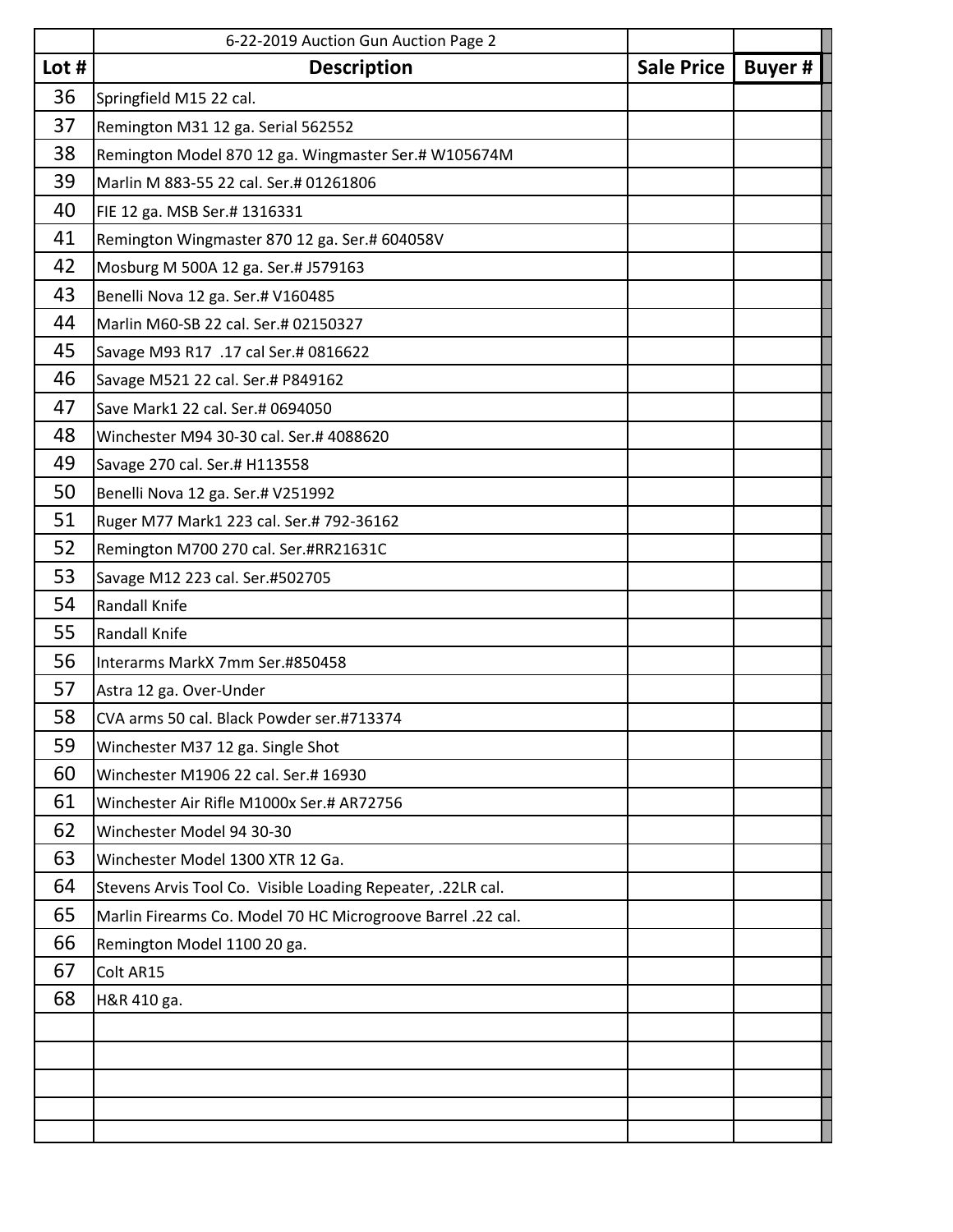| | 6-22-2019 Auction Gun Auction Page 2 | | |
|---|---|---|---|
| **Lot #** | **Description** | **Sale Price** | **Buyer #** |
| 36 | Springfield M15 22 cal. | | |
| 37 | Remington M31 12 ga. Serial 562552 | | |
| 38 | Remington Model 870 12 ga. Wingmaster Ser.# W105674M | | |
| 39 | Marlin M 883-55 22 cal. Ser.# 01261806 | | |
| 40 | FIE 12 ga. MSB Ser.# 1316331 | | |
| 41 | Remington Wingmaster 870 12 ga. Ser.# 604058V | | |
| 42 | Mosburg M 500A 12 ga. Ser.# J579163 | | |
| 43 | Benelli Nova 12 ga. Ser.# V160485 | | |
| 44 | Marlin M60-SB 22 cal. Ser.# 02150327 | | |
| 45 | Savage M93 R17 .17 cal Ser.# 0816622 | | |
| 46 | Savage M521 22 cal. Ser.# P849162 | | |
| 47 | Save Mark1 22 cal. Ser.# 0694050 | | |
| 48 | Winchester M94 30-30 cal. Ser.# 4088620 | | |
| 49 | Savage 270 cal. Ser.# H113558 | | |
| 50 | Benelli Nova 12 ga. Ser.# V251992 | | |
| 51 | Ruger M77 Mark1 223 cal. Ser.# 792-36162 | | |
| 52 | Remington M700 270 cal. Ser.#RR21631C | | |
| 53 | Savage M12 223 cal. Ser.#502705 | | |
| 54 | Randall Knife | | |
| 55 | Randall Knife | | |
| 56 | Interarms MarkX 7mm Ser.#850458 | | |
| 57 | Astra 12 ga. Over-Under | | |
| 58 | CVA arms 50 cal. Black Powder ser.#713374 | | |
| 59 | Winchester M37 12 ga. Single Shot | | |
| 60 | Winchester M1906 22 cal. Ser.# 16930 | | |
| 61 | Winchester Air Rifle M1000x Ser.# AR72756 | | |
| 62 | Winchester Model 94 30-30 | | |
| 63 | Winchester Model 1300 XTR 12 Ga. | | |
| 64 | Stevens Arvis Tool Co. Visible Loading Repeater, .22LR cal. | | |
| 65 | Marlin Firearms Co. Model 70 HC Microgroove Barrel .22 cal. | | |
| 66 | Remington Model 1100 20 ga. | | |
| 67 | Colt AR15 | | |
| 68 | H&R 410 ga. | | |
| | | | |
| | | | |
| | | | |
| | | | |
| | | | |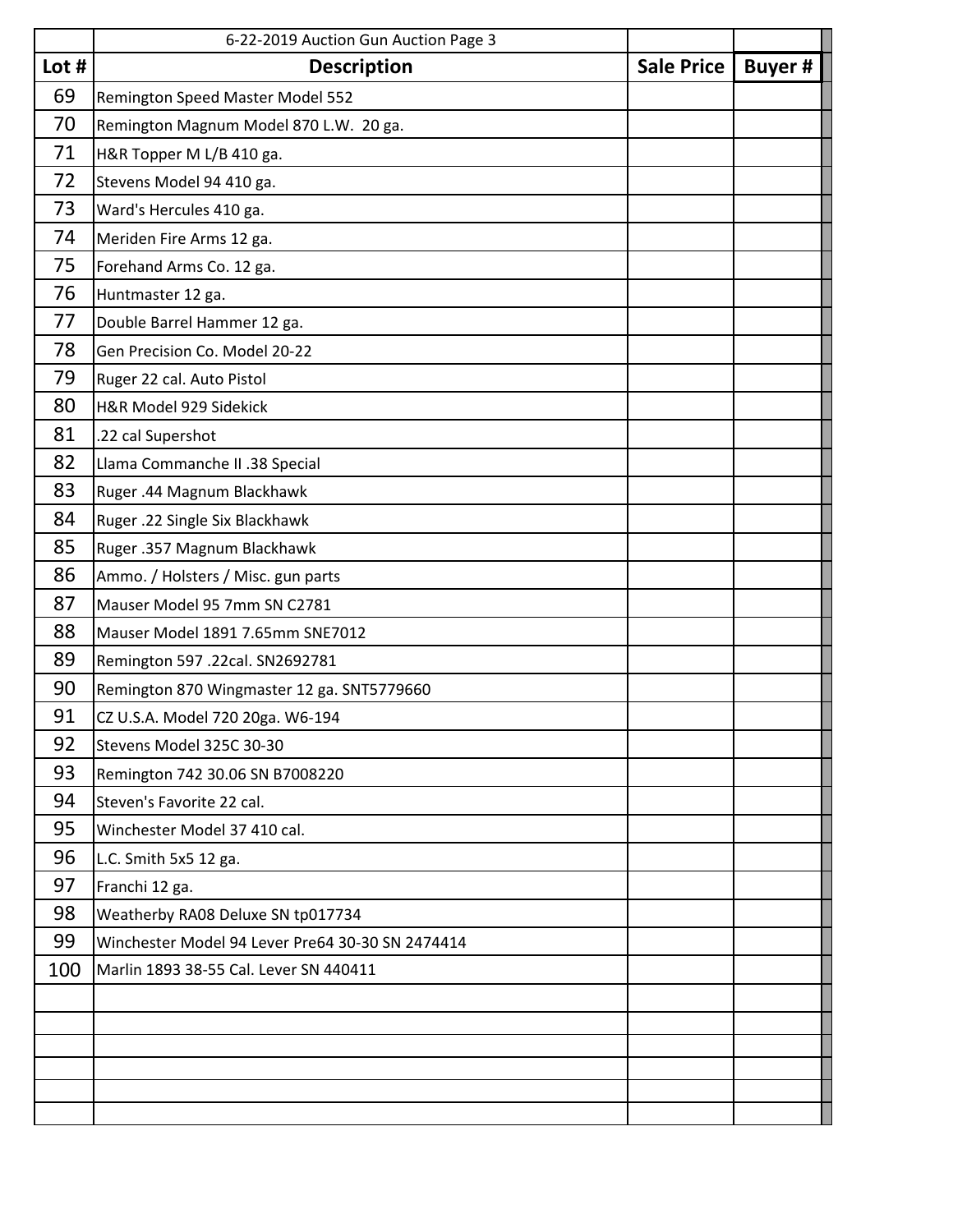| | 6-22-2019 Auction Gun Auction Page 3 | | |
|---|---|---|---|
| **Lot #** | **Description** | **Sale Price** | **Buyer #** |
| 69 | Remington Speed Master Model 552 | | |
| 70 | Remington Magnum Model 870 L.W. 20 ga. | | |
| 71 | H&R Topper M L/B 410 ga. | | |
| 72 | Stevens Model 94 410 ga. | | |
| 73 | Ward's Hercules 410 ga. | | |
| 74 | Meriden Fire Arms 12 ga. | | |
| 75 | Forehand Arms Co. 12 ga. | | |
| 76 | Huntmaster 12 ga. | | |
| 77 | Double Barrel Hammer 12 ga. | | |
| 78 | Gen Precision Co. Model 20-22 | | |
| 79 | Ruger 22 cal. Auto Pistol | | |
| 80 | H&R Model 929 Sidekick | | |
| 81 | .22 cal Supershot | | |
| 82 | Llama Commanche II .38 Special | | |
| 83 | Ruger .44 Magnum Blackhawk | | |
| 84 | Ruger .22 Single Six Blackhawk | | |
| 85 | Ruger .357 Magnum Blackhawk | | |
| 86 | Ammo. / Holsters / Misc. gun parts | | |
| 87 | Mauser Model 95 7mm SN C2781 | | |
| 88 | Mauser Model 1891 7.65mm SNE7012 | | |
| 89 | Remington 597 .22cal. SN2692781 | | |
| 90 | Remington 870 Wingmaster 12 ga. SNT5779660 | | |
| 91 | CZ U.S.A. Model 720 20ga. W6-194 | | |
| 92 | Stevens Model 325C 30-30 | | |
| 93 | Remington 742 30.06 SN B7008220 | | |
| 94 | Steven's Favorite 22 cal. | | |
| 95 | Winchester Model 37 410 cal. | | |
| 96 | L.C. Smith 5x5 12 ga. | | |
| 97 | Franchi 12 ga. | | |
| 98 | Weatherby RA08 Deluxe SN tp017734 | | |
| 99 | Winchester Model 94 Lever Pre64 30-30 SN 2474414 | | |
| 100 | Marlin 1893 38-55 Cal. Lever SN 440411 | | |
| | | | |
| | | | |
| | | | |
| | | | |
| | | | |
| | | | |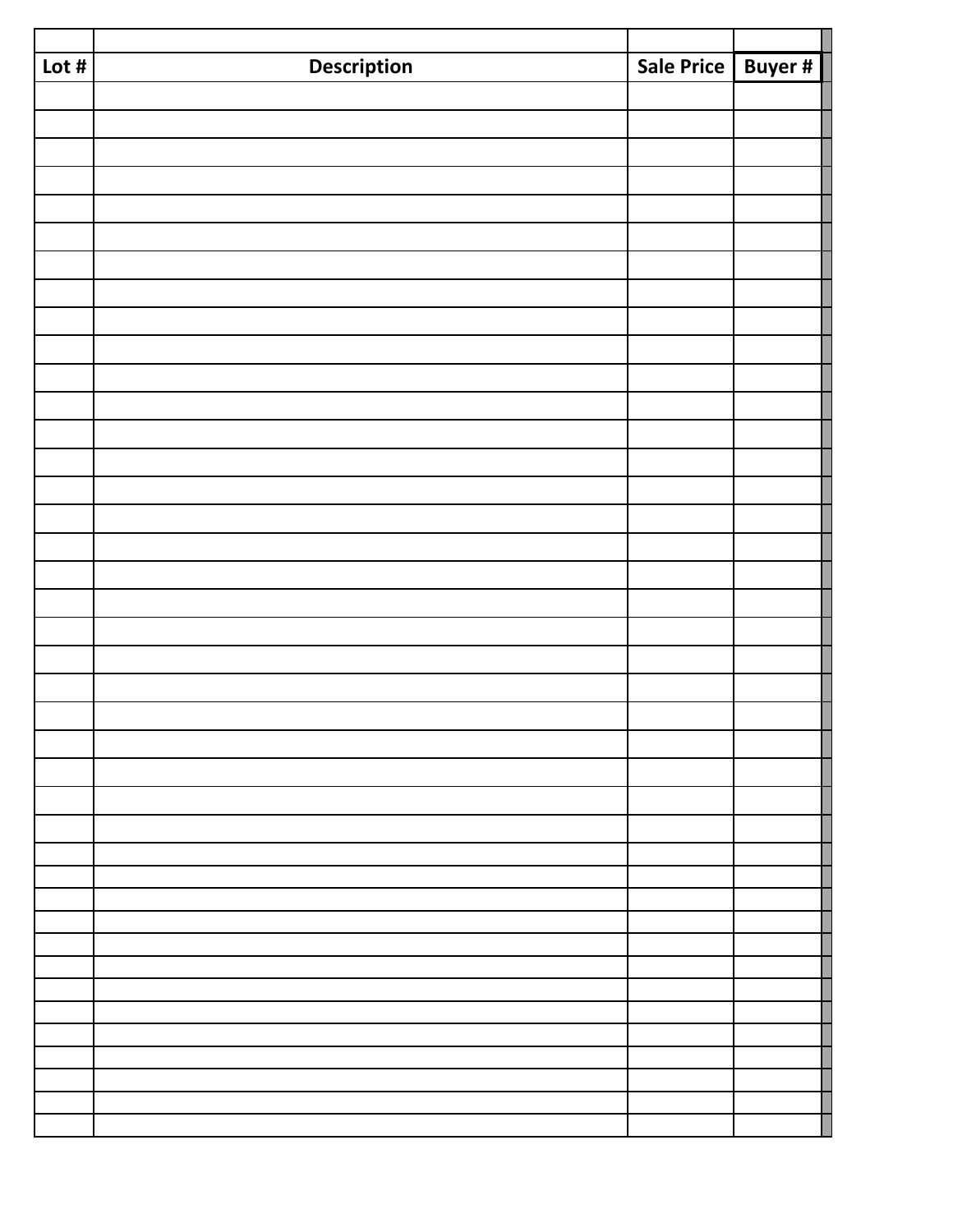| Lot # | Description | Sale Price | Buyer # |
|---|---|---|---|
| | | | |
| | | | |
| | | | |
| | | | |
| | | | |
| | | | |
| | | | |
| | | | |
| | | | |
| | | | |
| | | | |
| | | | |
| | | | |
| | | | |
| | | | |
| | | | |
| | | | |
| | | | |
| | | | |
| | | | |
| | | | |
| | | | |
| | | | |
| | | | |
| | | | |
| | | | |
| | | | |
| | | | |
| | | | |
| | | | |
| | | | |
| | | | |
| | | | |
| | | | |
| | | | |
| | | | |
| | | | |
| | | | |
| | | | |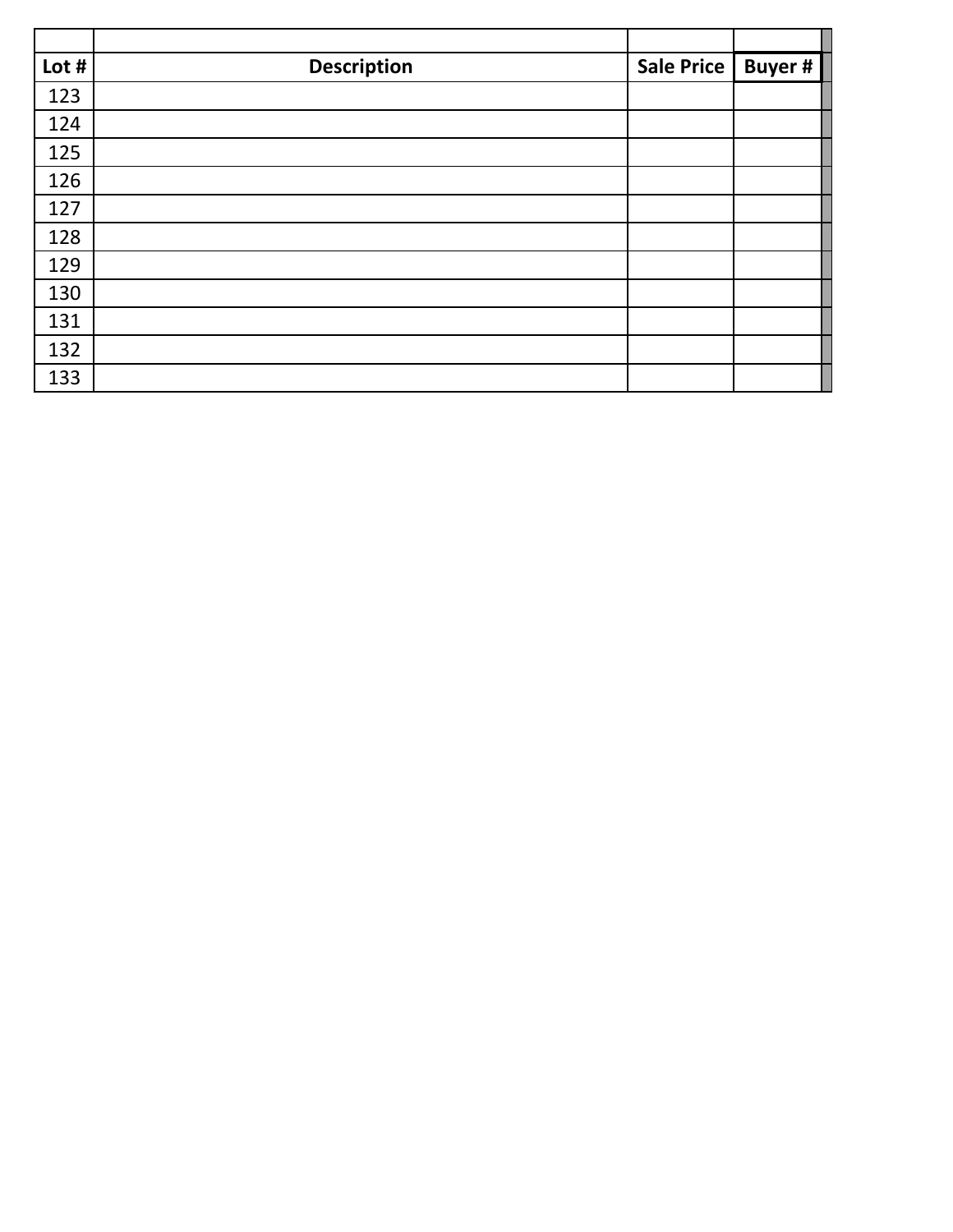| Lot # | Description | Sale Price | Buyer # |
|---|---|---|---|
| 123 | | | |
| 124 | | | |
| 125 | | | |
| 126 | | | |
| 127 | | | |
| 128 | | | |
| 129 | | | |
| 130 | | | |
| 131 | | | |
| 132 | | | |
| 133 | | | |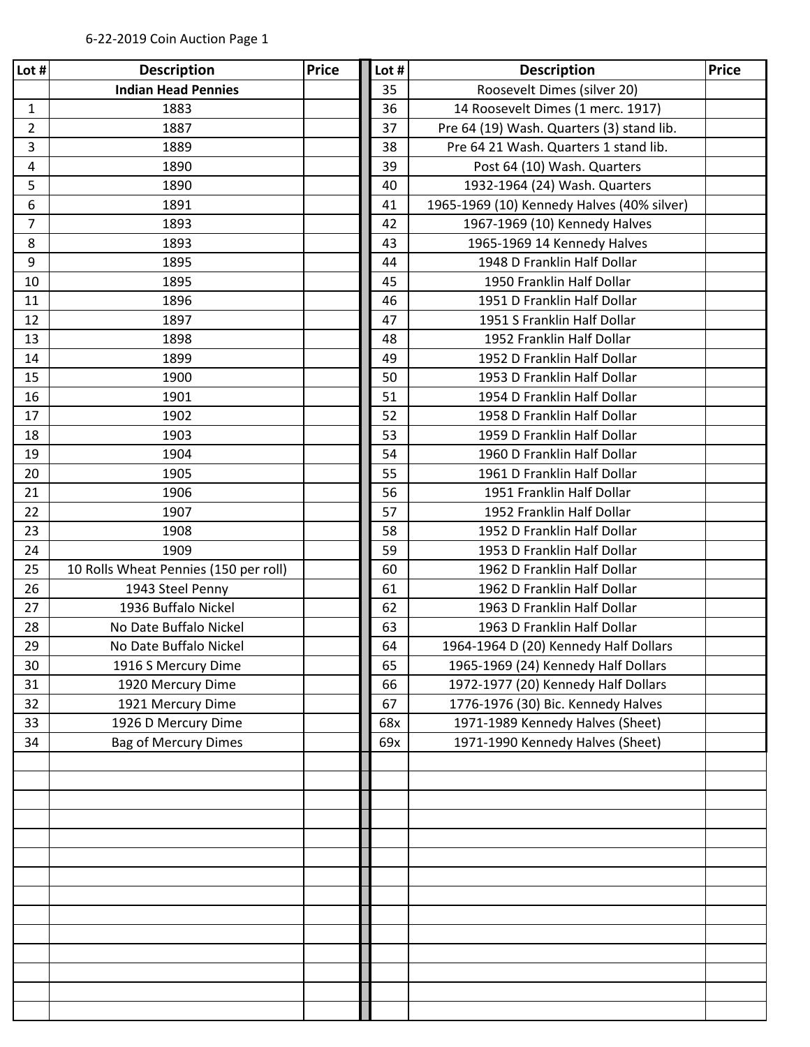6-22-2019 Coin Auction Page 1

| Lot # | Description | Price |
|---|---|---|
| | **Indian Head Pennies** | |
| 1 | 1883 | |
| 2 | 1887 | |
| 3 | 1889 | |
| 4 | 1890 | |
| 5 | 1890 | |
| 6 | 1891 | |
| 7 | 1893 | |
| 8 | 1893 | |
| 9 | 1895 | |
| 10 | 1895 | |
| 11 | 1896 | |
| 12 | 1897 | |
| 13 | 1898 | |
| 14 | 1899 | |
| 15 | 1900 | |
| 16 | 1901 | |
| 17 | 1902 | |
| 18 | 1903 | |
| 19 | 1904 | |
| 20 | 1905 | |
| 21 | 1906 | |
| 22 | 1907 | |
| 23 | 1908 | |
| 24 | 1909 | |
| 25 | 10 Rolls Wheat Pennies (150 per roll) | |
| 26 | 1943 Steel Penny | |
| 27 | 1936 Buffalo Nickel | |
| 28 | No Date Buffalo Nickel | |
| 29 | No Date Buffalo Nickel | |
| 30 | 1916 S Mercury Dime | |
| 31 | 1920 Mercury Dime | |
| 32 | 1921 Mercury Dime | |
| 33 | 1926 D Mercury Dime | |
| 34 | Bag of Mercury Dimes | |
| 35 | Roosevelt Dimes (silver 20) | |
| 36 | 14 Roosevelt Dimes (1 merc. 1917) | |
| 37 | Pre 64 (19) Wash. Quarters (3) stand lib. | |
| 38 | Pre 64 21 Wash. Quarters 1 stand lib. | |
| 39 | Post 64 (10) Wash. Quarters | |
| 40 | 1932-1964 (24) Wash. Quarters | |
| 41 | 1965-1969 (10) Kennedy Halves (40% silver) | |
| 42 | 1967-1969 (10) Kennedy Halves | |
| 43 | 1965-1969 14 Kennedy Halves | |
| 44 | 1948 D Franklin Half Dollar | |
| 45 | 1950 Franklin Half Dollar | |
| 46 | 1951 D Franklin Half Dollar | |
| 47 | 1951 S Franklin Half Dollar | |
| 48 | 1952 Franklin Half Dollar | |
| 49 | 1952 D Franklin Half Dollar | |
| 50 | 1953 D Franklin Half Dollar | |
| 51 | 1954 D Franklin Half Dollar | |
| 52 | 1958 D Franklin Half Dollar | |
| 53 | 1959 D Franklin Half Dollar | |
| 54 | 1960 D Franklin Half Dollar | |
| 55 | 1961 D Franklin Half Dollar | |
| 56 | 1951 Franklin Half Dollar | |
| 57 | 1952 Franklin Half Dollar | |
| 58 | 1952 D Franklin Half Dollar | |
| 59 | 1953 D Franklin Half Dollar | |
| 60 | 1962 D Franklin Half Dollar | |
| 61 | 1962 D Franklin Half Dollar | |
| 62 | 1963 D Franklin Half Dollar | |
| 63 | 1963 D Franklin Half Dollar | |
| 64 | 1964-1964 D (20) Kennedy Half Dollars | |
| 65 | 1965-1969 (24) Kennedy Half Dollars | |
| 66 | 1972-1977 (20) Kennedy Half Dollars | |
| 67 | 1776-1976 (30) Bic. Kennedy Halves | |
| 68x | 1971-1989 Kennedy Halves (Sheet) | |
| 69x | 1971-1990 Kennedy Halves (Sheet) | |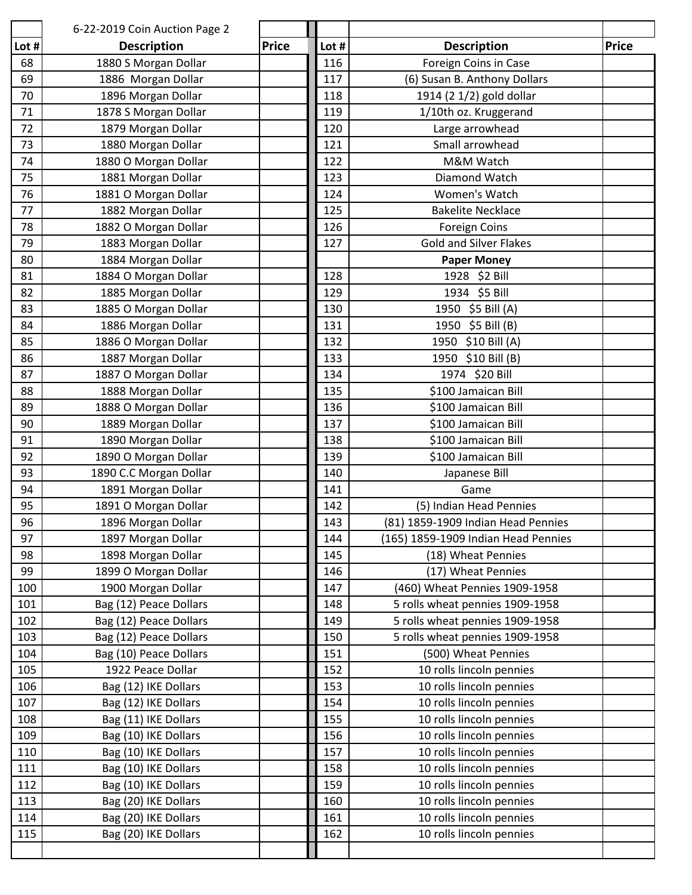| | 6-22-2019 Coin Auction Page 2 | | | | |
|---|---|---|---|---|---|
| **Lot #** | **Description** | **Price** | **Lot #** | **Description** | **Price** |
| 68 | 1880 S Morgan Dollar | | 116 | Foreign Coins in Case | |
| 69 | 1886  Morgan Dollar | | 117 | (6) Susan B. Anthony Dollars | |
| 70 | 1896 Morgan Dollar | | 118 | 1914 (2 1/2) gold dollar | |
| 71 | 1878 S Morgan Dollar | | 119 | 1/10th oz. Kruggerand | |
| 72 | 1879 Morgan Dollar | | 120 | Large arrowhead | |
| 73 | 1880 Morgan Dollar | | 121 | Small arrowhead | |
| 74 | 1880 O Morgan Dollar | | 122 | M&M Watch | |
| 75 | 1881 Morgan Dollar | | 123 | Diamond Watch | |
| 76 | 1881 O Morgan Dollar | | 124 | Women's Watch | |
| 77 | 1882 Morgan Dollar | | 125 | Bakelite Necklace | |
| 78 | 1882 O Morgan Dollar | | 126 | Foreign Coins | |
| 79 | 1883 Morgan Dollar | | 127 | Gold and Silver Flakes | |
| 80 | 1884 Morgan Dollar | | | **Paper Money** | |
| 81 | 1884 O Morgan Dollar | | 128 | 1928  $2 Bill | |
| 82 | 1885 Morgan Dollar | | 129 | 1934  $5 Bill | |
| 83 | 1885 O Morgan Dollar | | 130 | 1950  $5 Bill (A) | |
| 84 | 1886 Morgan Dollar | | 131 | 1950  $5 Bill (B) | |
| 85 | 1886 O Morgan Dollar | | 132 | 1950  $10 Bill (A) | |
| 86 | 1887 Morgan Dollar | | 133 | 1950  $10 Bill (B) | |
| 87 | 1887 O Morgan Dollar | | 134 | 1974  $20 Bill | |
| 88 | 1888 Morgan Dollar | | 135 | $100 Jamaican Bill | |
| 89 | 1888 O Morgan Dollar | | 136 | $100 Jamaican Bill | |
| 90 | 1889 Morgan Dollar | | 137 | $100 Jamaican Bill | |
| 91 | 1890 Morgan Dollar | | 138 | $100 Jamaican Bill | |
| 92 | 1890 O Morgan Dollar | | 139 | $100 Jamaican Bill | |
| 93 | 1890 C.C Morgan Dollar | | 140 | Japanese Bill | |
| 94 | 1891 Morgan Dollar | | 141 | Game | |
| 95 | 1891 O Morgan Dollar | | 142 | (5) Indian Head Pennies | |
| 96 | 1896 Morgan Dollar | | 143 | (81) 1859-1909 Indian Head Pennies | |
| 97 | 1897 Morgan Dollar | | 144 | (165) 1859-1909 Indian Head Pennies | |
| 98 | 1898 Morgan Dollar | | 145 | (18) Wheat Pennies | |
| 99 | 1899 O Morgan Dollar | | 146 | (17) Wheat Pennies | |
| 100 | 1900 Morgan Dollar | | 147 | (460) Wheat Pennies 1909-1958 | |
| 101 | Bag (12) Peace Dollars | | 148 | 5 rolls wheat pennies 1909-1958 | |
| 102 | Bag (12) Peace Dollars | | 149 | 5 rolls wheat pennies 1909-1958 | |
| 103 | Bag (12) Peace Dollars | | 150 | 5 rolls wheat pennies 1909-1958 | |
| 104 | Bag (10) Peace Dollars | | 151 | (500) Wheat Pennies | |
| 105 | 1922 Peace Dollar | | 152 | 10 rolls lincoln pennies | |
| 106 | Bag (12) IKE Dollars | | 153 | 10 rolls lincoln pennies | |
| 107 | Bag (12) IKE Dollars | | 154 | 10 rolls lincoln pennies | |
| 108 | Bag (11) IKE Dollars | | 155 | 10 rolls lincoln pennies | |
| 109 | Bag (10) IKE Dollars | | 156 | 10 rolls lincoln pennies | |
| 110 | Bag (10) IKE Dollars | | 157 | 10 rolls lincoln pennies | |
| 111 | Bag (10) IKE Dollars | | 158 | 10 rolls lincoln pennies | |
| 112 | Bag (10) IKE Dollars | | 159 | 10 rolls lincoln pennies | |
| 113 | Bag (20) IKE Dollars | | 160 | 10 rolls lincoln pennies | |
| 114 | Bag (20) IKE Dollars | | 161 | 10 rolls lincoln pennies | |
| 115 | Bag (20) IKE Dollars | | 162 | 10 rolls lincoln pennies | |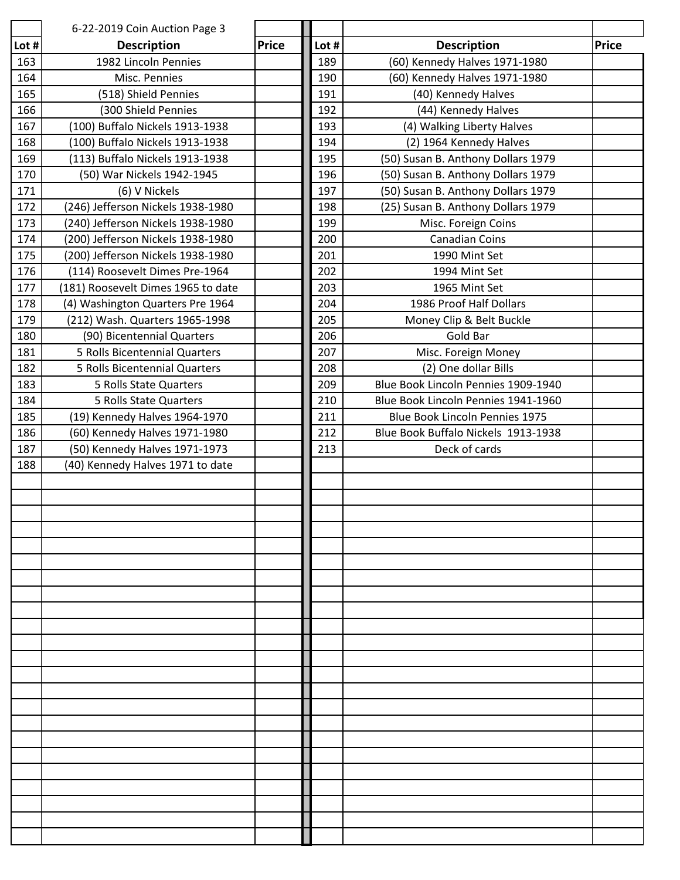6-22-2019 Coin Auction Page 3

| Lot # | Description | Price | Lot # | Description | Price |
|---|---|---|---|---|---|
| 163 | 1982 Lincoln Pennies | | 189 | (60) Kennedy Halves 1971-1980 | |
| 164 | Misc. Pennies | | 190 | (60) Kennedy Halves 1971-1980 | |
| 165 | (518) Shield Pennies | | 191 | (40) Kennedy Halves | |
| 166 | (300 Shield Pennies | | 192 | (44) Kennedy Halves | |
| 167 | (100) Buffalo Nickels 1913-1938 | | 193 | (4) Walking Liberty Halves | |
| 168 | (100) Buffalo Nickels 1913-1938 | | 194 | (2) 1964 Kennedy Halves | |
| 169 | (113) Buffalo Nickels 1913-1938 | | 195 | (50) Susan B. Anthony Dollars 1979 | |
| 170 | (50) War Nickels 1942-1945 | | 196 | (50) Susan B. Anthony Dollars 1979 | |
| 171 | (6) V Nickels | | 197 | (50) Susan B. Anthony Dollars 1979 | |
| 172 | (246) Jefferson Nickels 1938-1980 | | 198 | (25) Susan B. Anthony Dollars 1979 | |
| 173 | (240) Jefferson Nickels 1938-1980 | | 199 | Misc. Foreign Coins | |
| 174 | (200) Jefferson Nickels 1938-1980 | | 200 | Canadian Coins | |
| 175 | (200) Jefferson Nickels 1938-1980 | | 201 | 1990 Mint Set | |
| 176 | (114) Roosevelt Dimes Pre-1964 | | 202 | 1994 Mint Set | |
| 177 | (181) Roosevelt Dimes 1965 to date | | 203 | 1965 Mint Set | |
| 178 | (4) Washington Quarters Pre 1964 | | 204 | 1986 Proof Half Dollars | |
| 179 | (212) Wash. Quarters 1965-1998 | | 205 | Money Clip & Belt Buckle | |
| 180 | (90) Bicentennial Quarters | | 206 | Gold Bar | |
| 181 | 5 Rolls Bicentennial Quarters | | 207 | Misc. Foreign Money | |
| 182 | 5 Rolls Bicentennial Quarters | | 208 | (2) One dollar Bills | |
| 183 | 5 Rolls State Quarters | | 209 | Blue Book Lincoln Pennies 1909-1940 | |
| 184 | 5 Rolls State Quarters | | 210 | Blue Book Lincoln Pennies 1941-1960 | |
| 185 | (19) Kennedy Halves 1964-1970 | | 211 | Blue Book Lincoln Pennies 1975 | |
| 186 | (60) Kennedy Halves 1971-1980 | | 212 | Blue Book Buffalo Nickels 1913-1938 | |
| 187 | (50) Kennedy Halves 1971-1973 | | 213 | Deck of cards | |
| 188 | (40) Kennedy Halves 1971 to date | | | | |